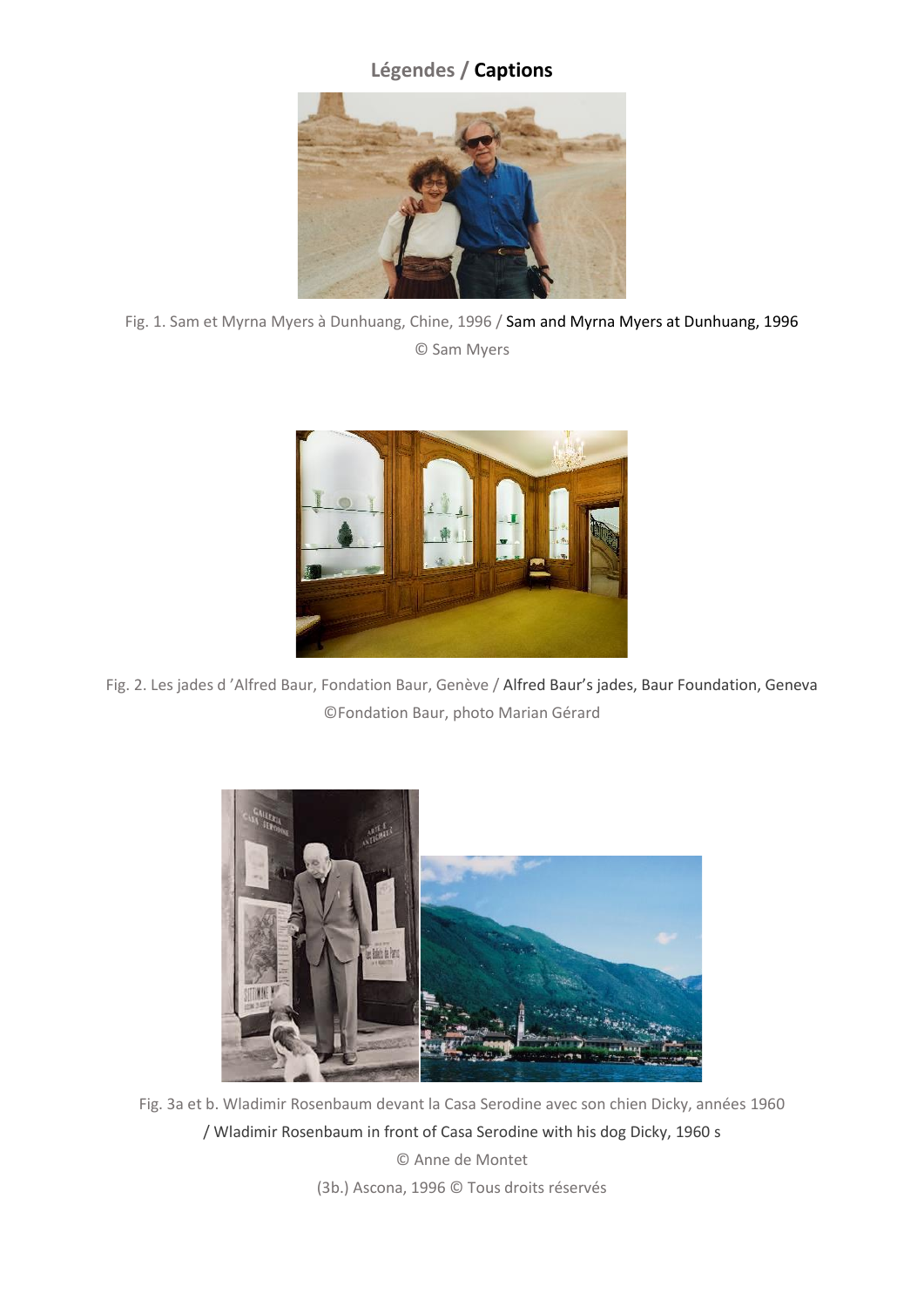# Légendes / **Captions**

Fig. 1. Sam et Myrna Myers à Dunhuang, Chine, 1996 / Sam and Myrna Myers at Dunhuang, 1996

© Sam Myers

Fig. 2. Les jades d 'Alfred Baur, Fondation Baur, Genève / Alfred Baur's jades, Baur Foundation, Geneva

©Fondation Baur, photo Marian Gérard

Fig. 3a et b. Wladimir Rosenbaum devant la Casa Serodine avec son chien Dicky, années 1960 / Wladimir Rosenbaum in front of Casa Serodine with his dog Dicky, 1960 s

© Anne de Montet

(3b.) Ascona, 1996 © Tous droits réservés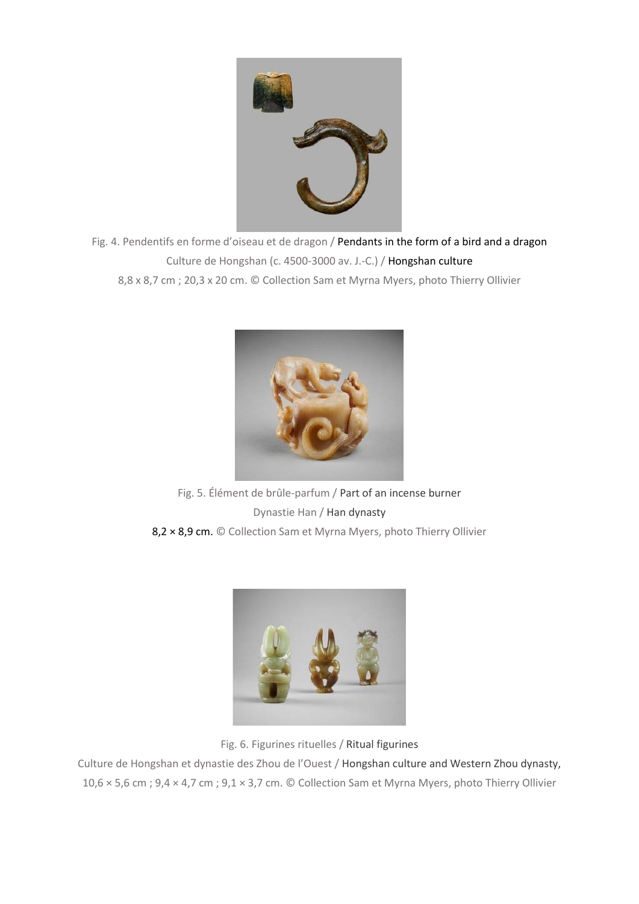Fig. 4. Pendentifs en forme d'oiseau et de dragon / Pendants in the form of a bird and a dragon

Culture de Hongshan (c. 4500-3000 av. J.-C.) / Hongshan culture

8,8 x 8,7 cm ; 20,3 x 20 cm. © Collection Sam et Myrna Myers, photo Thierry Ollivier

Fig. 5. Élément de brûle-parfum / Part of an incense burner

Dynastie Han / Han dynasty

8,2 × 8,9 cm. © Collection Sam et Myrna Myers, photo Thierry Ollivier

Fig. 6. Figurines rituelles / Ritual figurines

Culture de Hongshan et dynastie des Zhou de l'Ouest / Hongshan culture and Western Zhou dynasty,

10,6 × 5,6 cm ; 9,4 × 4,7 cm ; 9,1 × 3,7 cm. © Collection Sam et Myrna Myers, photo Thierry Ollivier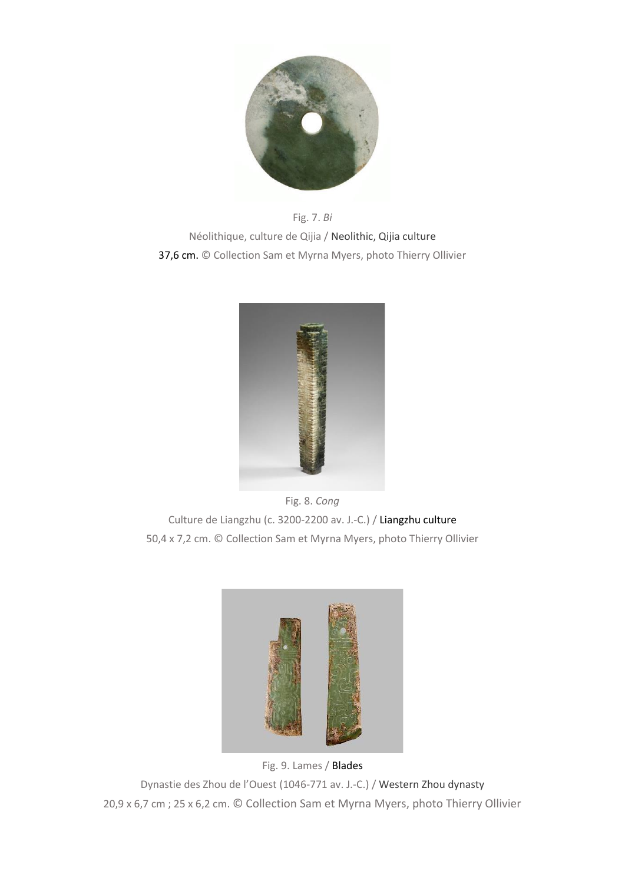Fig. 7. *Bi*

Néolithique, culture de Qijia / Neolithic, Qijia culture

37,6 cm. © Collection Sam et Myrna Myers, photo Thierry Ollivier

Fig. 8. *Cong*

Culture de Liangzhu (c. 3200-2200 av. J.-C.) / Liangzhu culture

50,4 x 7,2 cm. © Collection Sam et Myrna Myers, photo Thierry Ollivier

Fig. 9. Lames / Blades

Dynastie des Zhou de l'Ouest (1046-771 av. J.-C.) / Western Zhou dynasty

20,9 x 6,7 cm ; 25 x 6,2 cm. © Collection Sam et Myrna Myers, photo Thierry Ollivier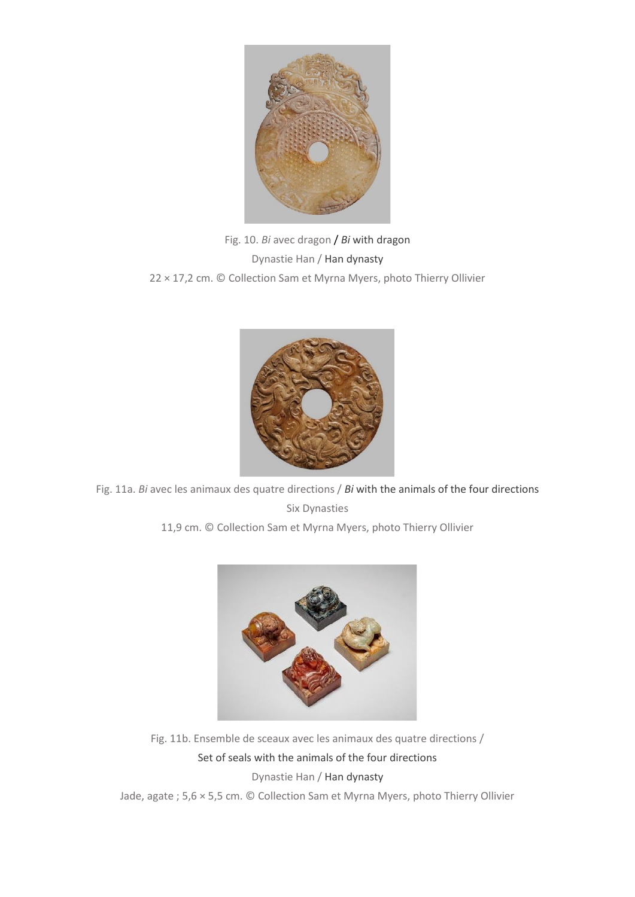Fig. 10. *Bi* avec dragon / *Bi* with dragon

Dynastie Han / Han dynasty

22 × 17,2 cm. © Collection Sam et Myrna Myers, photo Thierry Ollivier

Fig. 11a. *Bi* avec les animaux des quatre directions / *Bi* with the animals of the four directions

Six Dynasties

11,9 cm. © Collection Sam et Myrna Myers, photo Thierry Ollivier

Fig. 11b. Ensemble de sceaux avec les animaux des quatre directions /

Set of seals with the animals of the four directions

Dynastie Han / Han dynasty

Jade, agate ; 5,6 × 5,5 cm. © Collection Sam et Myrna Myers, photo Thierry Ollivier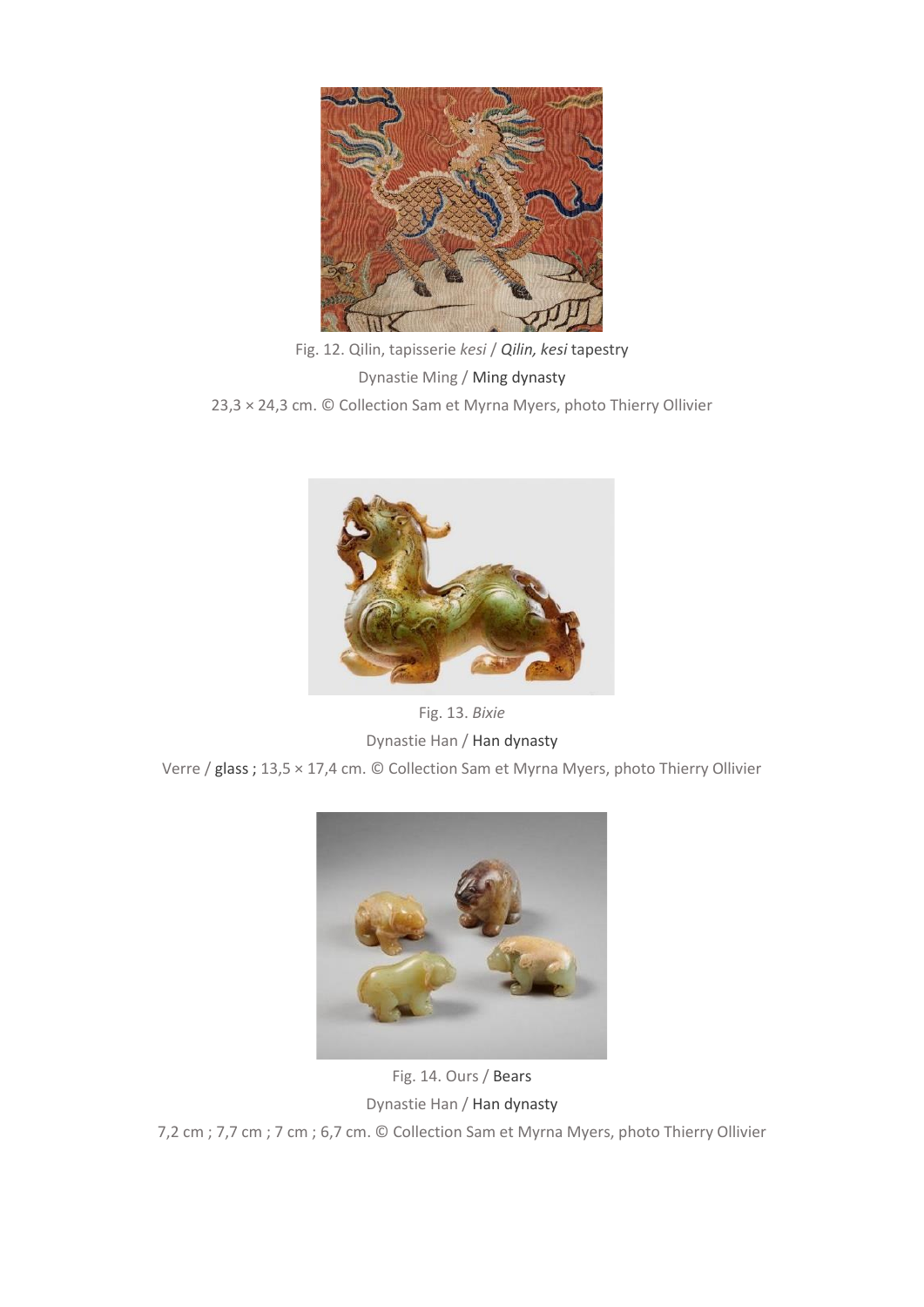Fig. 12. Qilin, tapisserie *kesi* / *Qilin, kesi* tapestry

Dynastie Ming / Ming dynasty

23,3 × 24,3 cm. © Collection Sam et Myrna Myers, photo Thierry Ollivier

Fig. 13. *Bixie*

Dynastie Han / Han dynasty

Verre / glass ; 13,5 × 17,4 cm. © Collection Sam et Myrna Myers, photo Thierry Ollivier

Fig. 14. Ours / Bears

Dynastie Han / Han dynasty

7,2 cm ; 7,7 cm ; 7 cm ; 6,7 cm. © Collection Sam et Myrna Myers, photo Thierry Ollivier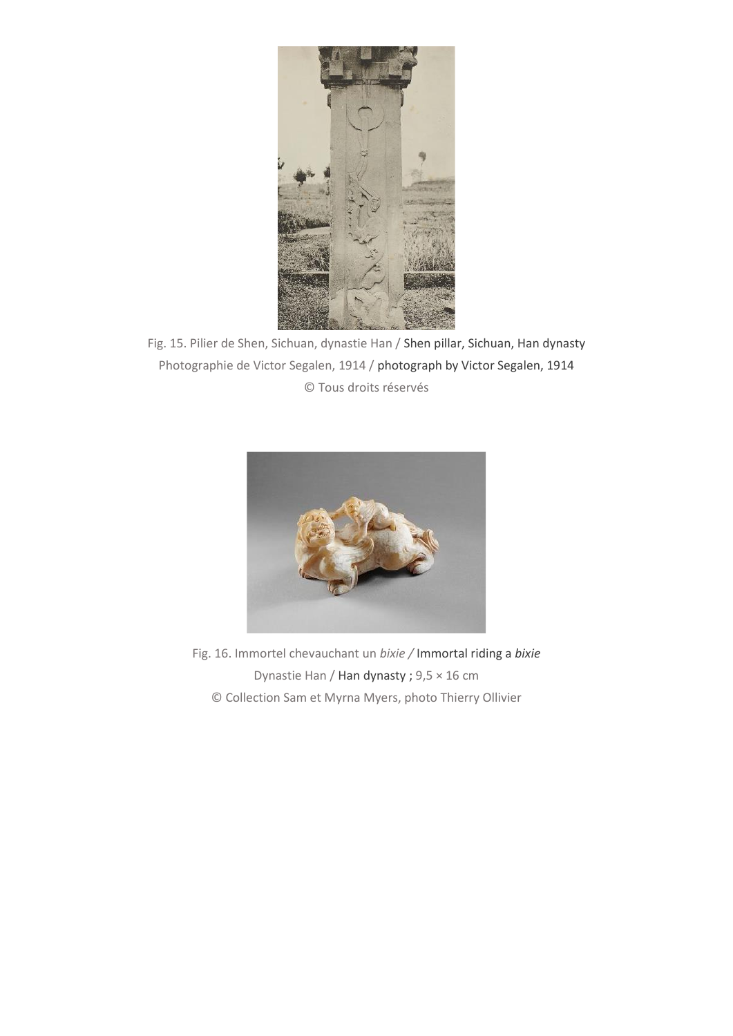Fig. 15. Pilier de Shen, Sichuan, dynastie Han / Shen pillar, Sichuan, Han dynasty
Photographie de Victor Segalen, 1914 / photograph by Victor Segalen, 1914
© Tous droits réservés

Fig. 16. Immortel chevauchant un *bixie /* Immortal riding a *bixie*
Dynastie Han / Han dynasty ; 9,5 × 16 cm
© Collection Sam et Myrna Myers, photo Thierry Ollivier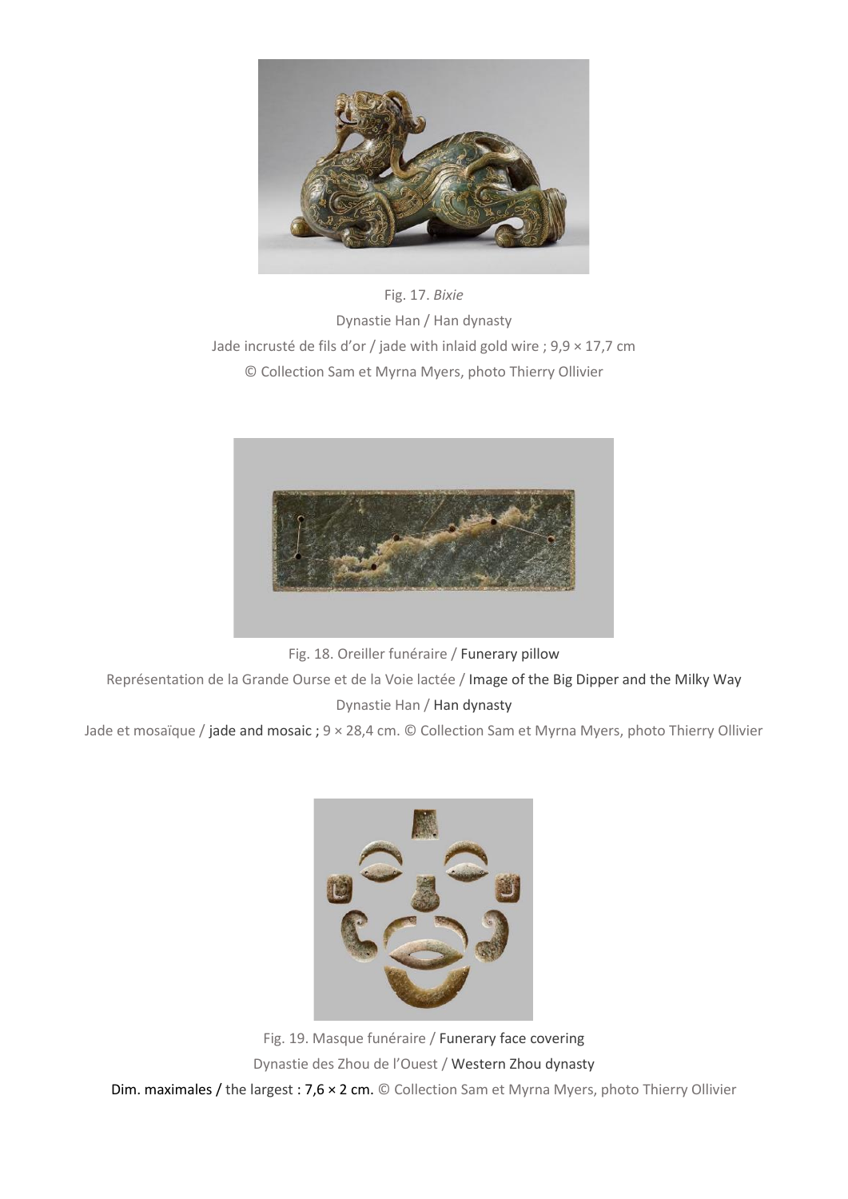Fig. 17. *Bixie*

Dynastie Han / Han dynasty

Jade incrusté de fils d'or / jade with inlaid gold wire ; 9,9 × 17,7 cm

© Collection Sam et Myrna Myers, photo Thierry Ollivier

Fig. 18. Oreiller funéraire / Funerary pillow

Représentation de la Grande Ourse et de la Voie lactée / Image of the Big Dipper and the Milky Way

Dynastie Han / Han dynasty

Jade et mosaïque / jade and mosaic ; 9 × 28,4 cm. © Collection Sam et Myrna Myers, photo Thierry Ollivier

Fig. 19. Masque funéraire / Funerary face covering

Dynastie des Zhou de l'Ouest / Western Zhou dynasty

Dim. maximales / the largest : 7,6 × 2 cm. © Collection Sam et Myrna Myers, photo Thierry Ollivier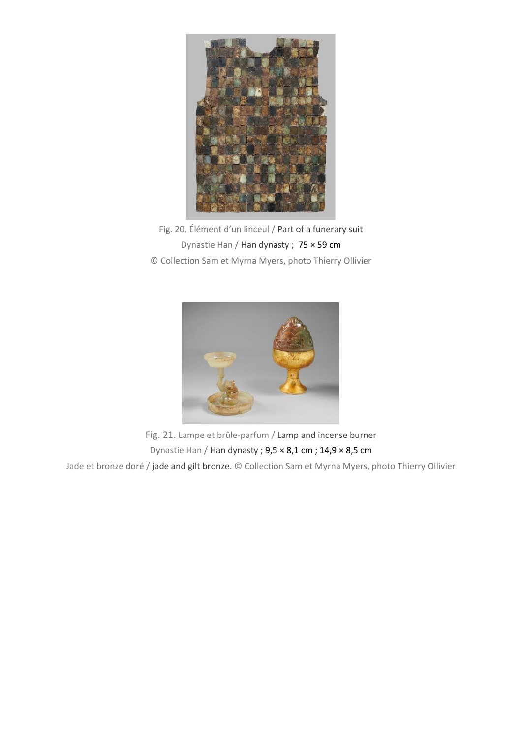Fig. 20. Élément d'un linceul / Part of a funerary suit

Dynastie Han / Han dynasty ;  75 × 59 cm

© Collection Sam et Myrna Myers, photo Thierry Ollivier

Fig. 21. Lampe et brûle-parfum / Lamp and incense burner

Dynastie Han / Han dynasty ; 9,5 × 8,1 cm ; 14,9 × 8,5 cm

Jade et bronze doré / jade and gilt bronze. © Collection Sam et Myrna Myers, photo Thierry Ollivier